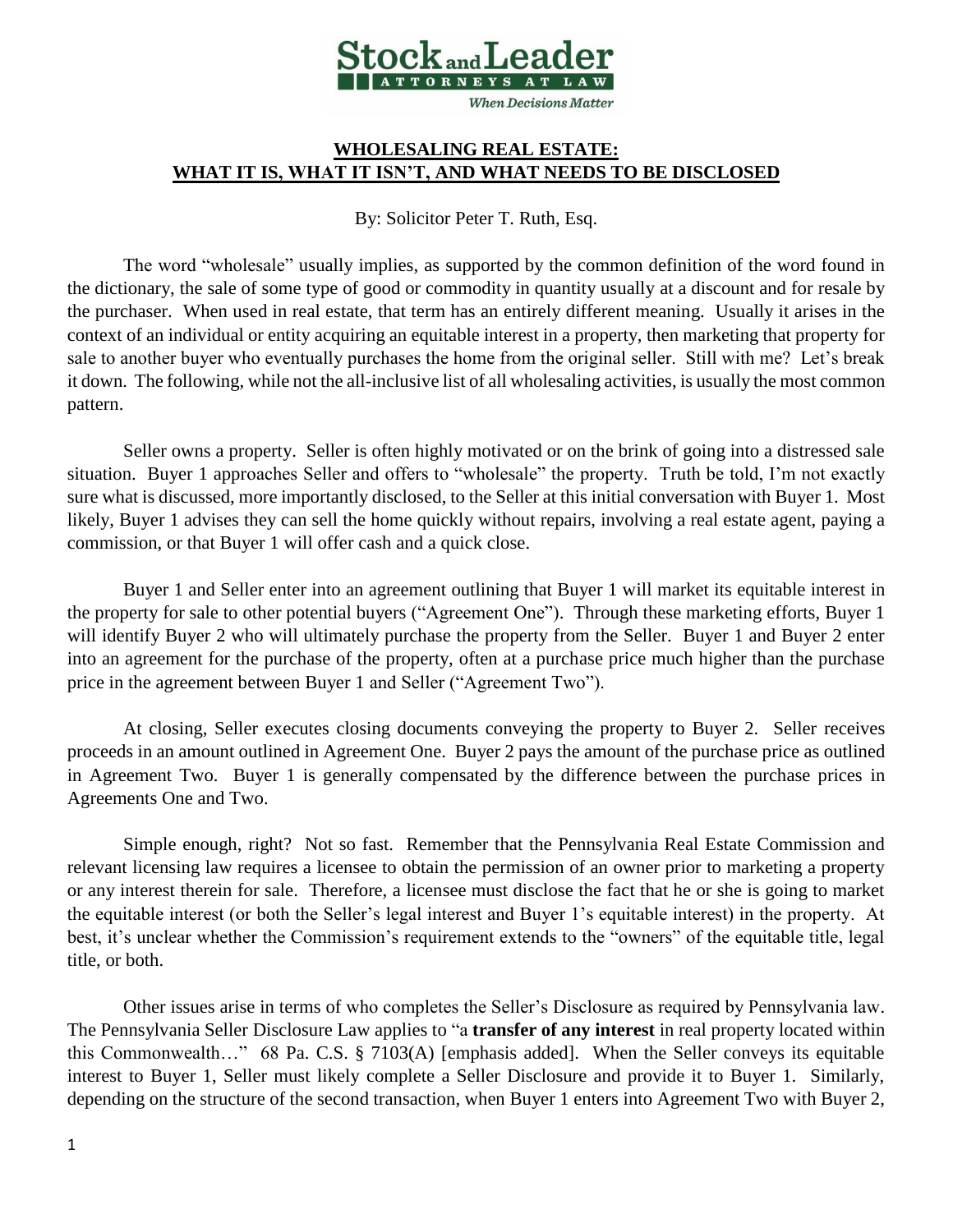Stock and Leader

ATTORNEYS AT LAW

*When Decisions Matter*

## WHOLESALING REAL ESTATE: WHAT IT IS, WHAT IT ISN'T, AND WHAT NEEDS TO BE DISCLOSED

By: Solicitor Peter T. Ruth, Esq.

The word "wholesale" usually implies, as supported by the common definition of the word found in the dictionary, the sale of some type of good or commodity in quantity usually at a discount and for resale by the purchaser. When used in real estate, that term has an entirely different meaning. Usually it arises in the context of an individual or entity acquiring an equitable interest in a property, then marketing that property for sale to another buyer who eventually purchases the home from the original seller. Still with me? Let's break it down. The following, while not the all-inclusive list of all wholesaling activities, is usually the most common pattern.

Seller owns a property. Seller is often highly motivated or on the brink of going into a distressed sale situation. Buyer 1 approaches Seller and offers to "wholesale" the property. Truth be told, I'm not exactly sure what is discussed, more importantly disclosed, to the Seller at this initial conversation with Buyer 1. Most likely, Buyer 1 advises they can sell the home quickly without repairs, involving a real estate agent, paying a commission, or that Buyer 1 will offer cash and a quick close.

Buyer 1 and Seller enter into an agreement outlining that Buyer 1 will market its equitable interest in the property for sale to other potential buyers ("Agreement One"). Through these marketing efforts, Buyer 1 will identify Buyer 2 who will ultimately purchase the property from the Seller. Buyer 1 and Buyer 2 enter into an agreement for the purchase of the property, often at a purchase price much higher than the purchase price in the agreement between Buyer 1 and Seller ("Agreement Two").

At closing, Seller executes closing documents conveying the property to Buyer 2. Seller receives proceeds in an amount outlined in Agreement One. Buyer 2 pays the amount of the purchase price as outlined in Agreement Two. Buyer 1 is generally compensated by the difference between the purchase prices in Agreements One and Two.

Simple enough, right? Not so fast. Remember that the Pennsylvania Real Estate Commission and relevant licensing law requires a licensee to obtain the permission of an owner prior to marketing a property or any interest therein for sale. Therefore, a licensee must disclose the fact that he or she is going to market the equitable interest (or both the Seller's legal interest and Buyer 1's equitable interest) in the property. At best, it's unclear whether the Commission's requirement extends to the "owners" of the equitable title, legal title, or both.

Other issues arise in terms of who completes the Seller's Disclosure as required by Pennsylvania law. The Pennsylvania Seller Disclosure Law applies to "a **transfer of any interest** in real property located within this Commonwealth…" 68 Pa. C.S. § 7103(A) [emphasis added]. When the Seller conveys its equitable interest to Buyer 1, Seller must likely complete a Seller Disclosure and provide it to Buyer 1. Similarly, depending on the structure of the second transaction, when Buyer 1 enters into Agreement Two with Buyer 2,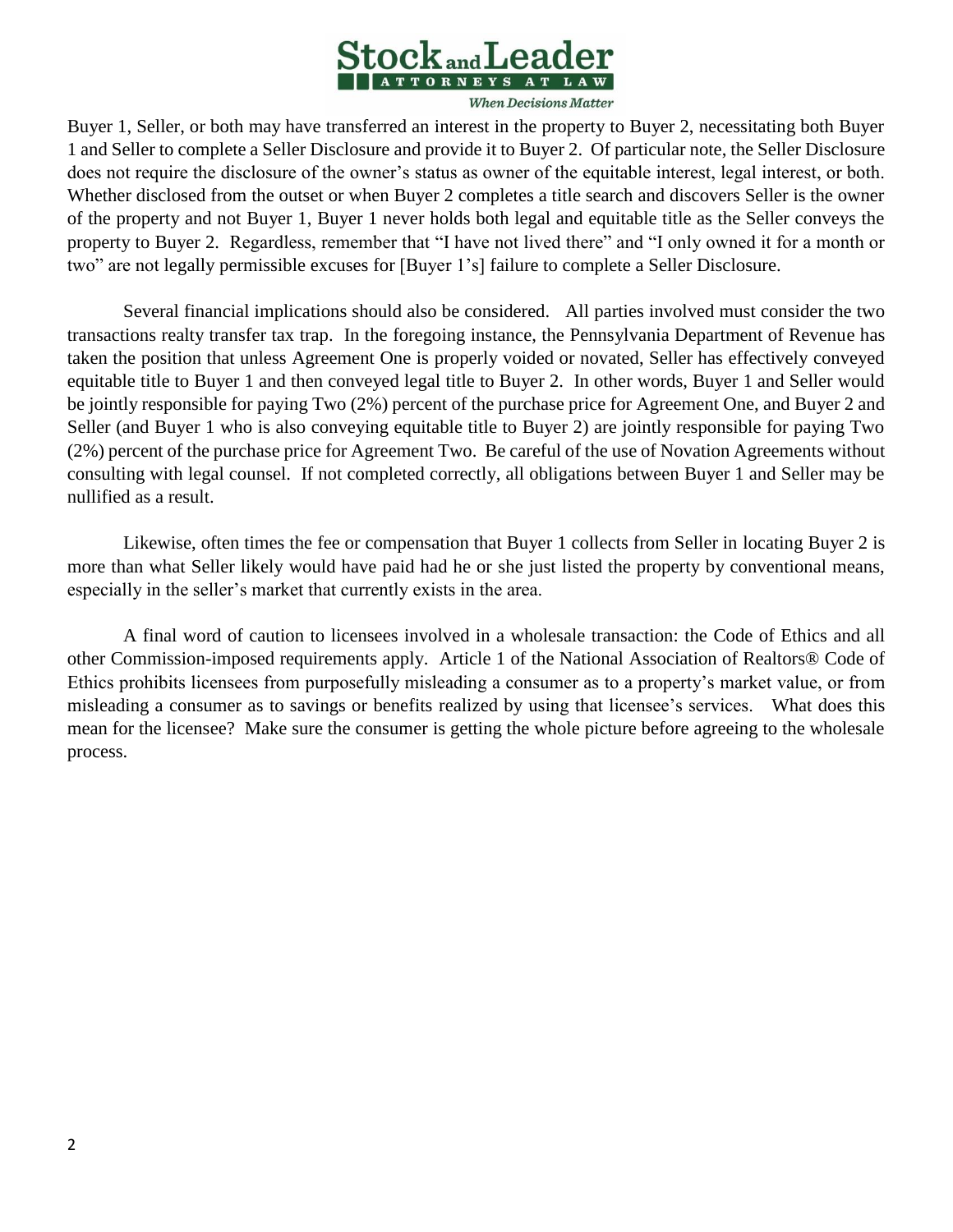Buyer 1, Seller, or both may have transferred an interest in the property to Buyer 2, necessitating both Buyer 1 and Seller to complete a Seller Disclosure and provide it to Buyer 2. Of particular note, the Seller Disclosure does not require the disclosure of the owner's status as owner of the equitable interest, legal interest, or both. Whether disclosed from the outset or when Buyer 2 completes a title search and discovers Seller is the owner of the property and not Buyer 1, Buyer 1 never holds both legal and equitable title as the Seller conveys the property to Buyer 2. Regardless, remember that "I have not lived there" and "I only owned it for a month or two" are not legally permissible excuses for [Buyer 1's] failure to complete a Seller Disclosure.

Several financial implications should also be considered. All parties involved must consider the two transactions realty transfer tax trap. In the foregoing instance, the Pennsylvania Department of Revenue has taken the position that unless Agreement One is properly voided or novated, Seller has effectively conveyed equitable title to Buyer 1 and then conveyed legal title to Buyer 2. In other words, Buyer 1 and Seller would be jointly responsible for paying Two (2%) percent of the purchase price for Agreement One, and Buyer 2 and Seller (and Buyer 1 who is also conveying equitable title to Buyer 2) are jointly responsible for paying Two (2%) percent of the purchase price for Agreement Two. Be careful of the use of Novation Agreements without consulting with legal counsel. If not completed correctly, all obligations between Buyer 1 and Seller may be nullified as a result.

Likewise, often times the fee or compensation that Buyer 1 collects from Seller in locating Buyer 2 is more than what Seller likely would have paid had he or she just listed the property by conventional means, especially in the seller's market that currently exists in the area.

A final word of caution to licensees involved in a wholesale transaction: the Code of Ethics and all other Commission-imposed requirements apply. Article 1 of the National Association of Realtors® Code of Ethics prohibits licensees from purposefully misleading a consumer as to a property's market value, or from misleading a consumer as to savings or benefits realized by using that licensee's services. What does this mean for the licensee? Make sure the consumer is getting the whole picture before agreeing to the wholesale process.